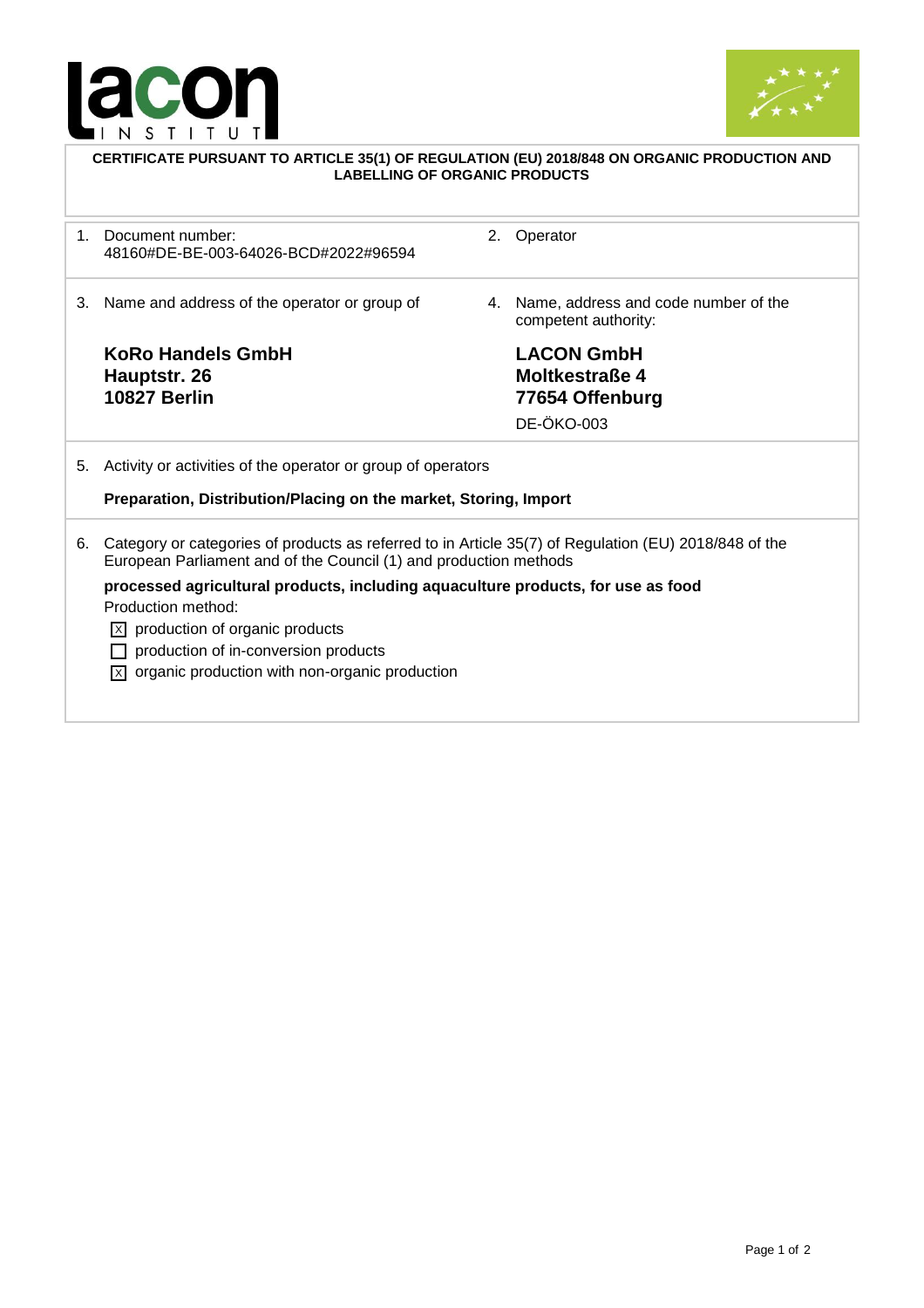**CERTIFICATE PURSUANT TO ARTICLE 35(1) OF REGULATION (EU) 2018/848 ON ORGANIC PRODUCTION AND LABELLING OF ORGANIC PRODUCTS**

1. Document number:
   48160#DE-BE-003-64026-BCD#2022#96594

2. Operator

3. Name and address of the operator or group of

   **KoRo Handels GmbH**
   **Hauptstr. 26**
   **10827 Berlin**

4. Name, address and code number of the competent authority:

   **LACON GmbH**
   **Moltkestraße 4**
   **77654 Offenburg**
   DE-ÖKO-003

5. Activity or activities of the operator or group of operators

   **Preparation, Distribution/Placing on the market, Storing, Import**

6. Category or categories of products as referred to in Article 35(7) of Regulation (EU) 2018/848 of the European Parliament and of the Council (1) and production methods

   **processed agricultural products, including aquaculture products, for use as food**
   
   Production method:
   - [x] production of organic products
   - [ ] production of in-conversion products
   - [x] organic production with non-organic production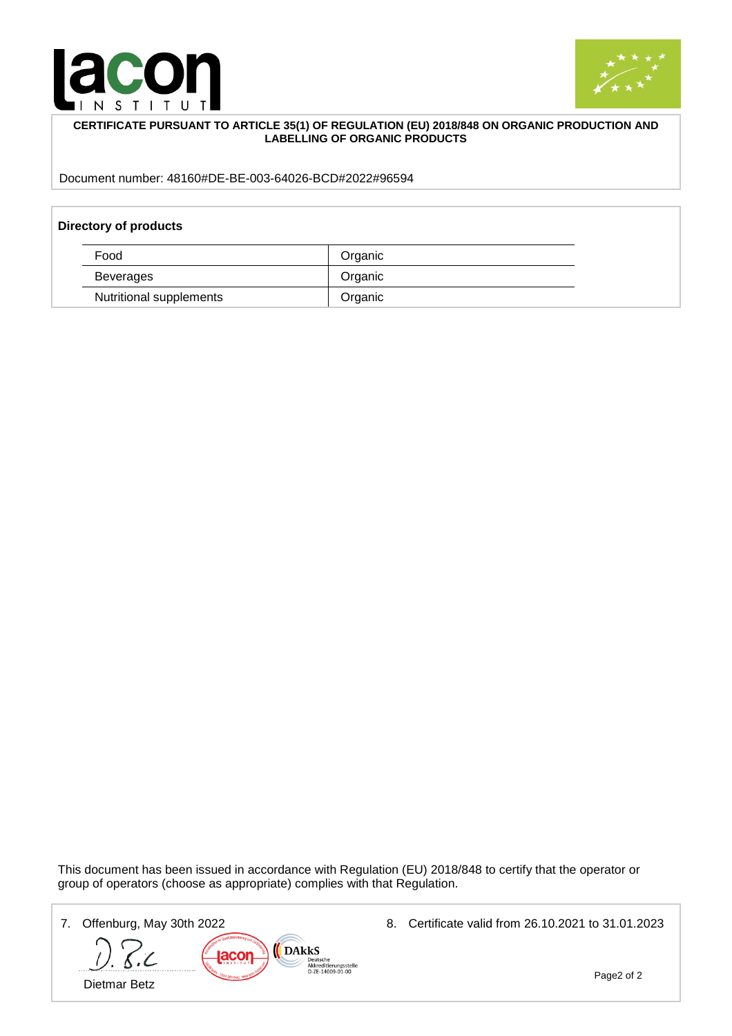**CERTIFICATE PURSUANT TO ARTICLE 35(1) OF REGULATION (EU) 2018/848 ON ORGANIC PRODUCTION AND LABELLING OF ORGANIC PRODUCTS**

Document number: 48160#DE-BE-003-64026-BCD#2022#96594

**Directory of products**

| | |
|---|---|
| Food | Organic |
| Beverages | Organic |
| Nutritional supplements | Organic |

This document has been issued in accordance with Regulation (EU) 2018/848 to certify that the operator or group of operators (choose as appropriate) complies with that Regulation.

7. Offenburg, May 30th 2022

Dietmar Betz

8. Certificate valid from 26.10.2021 to 31.01.2023